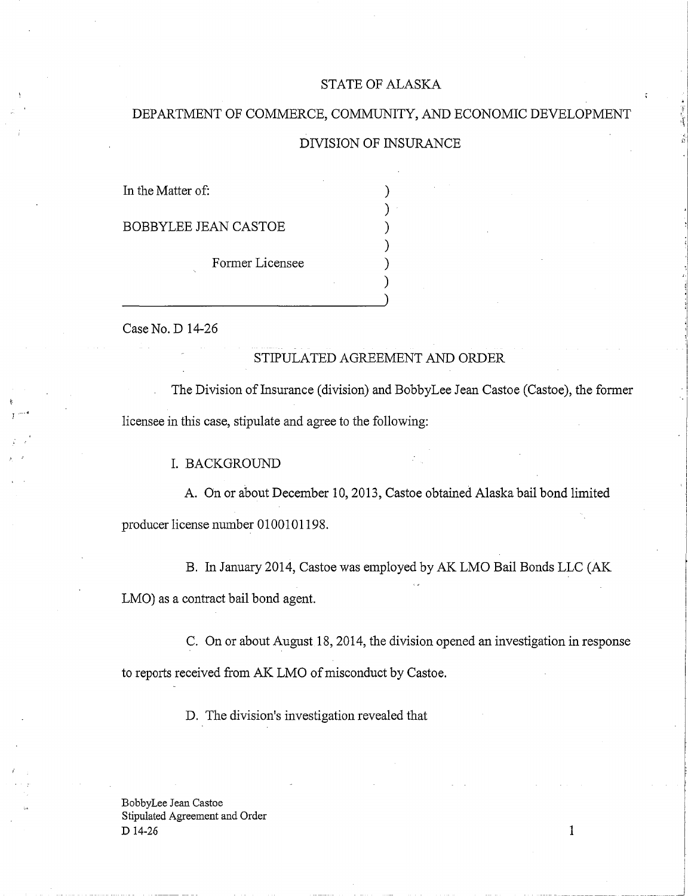# STATE OF ALASKA

## DEPARTMENT OF COMMERCE, COMMUNITY, AND ECONOMIC DEVELOPMENT

## DIVISION OF INSURANCE

In the Matter of:

BOBBYLEE JEAN CASTOE

Former Licensee

Case No. D 14-26

## STIPULATED AGREEMENT AND ORDER

The Division of Insurance (division) and BobbyLee Jean Castoe (Castoe), the former licensee in this case, stipulate and agree to the following:

### I. BACKGROUND

A. On or about December 10, 2013, Castoe obtained Alaska bail bond limited producer license number 0100101198.

B. In January 2014, Castoe was employed by AK LMO Bail Bonds LLC (AK LMO) as a contract bail bond agent.

C. On or about August 18, 2014, the division opened an investigation in response to reports received from AK LMO of misconduct by Castoe.

D. The division's investigation revealed that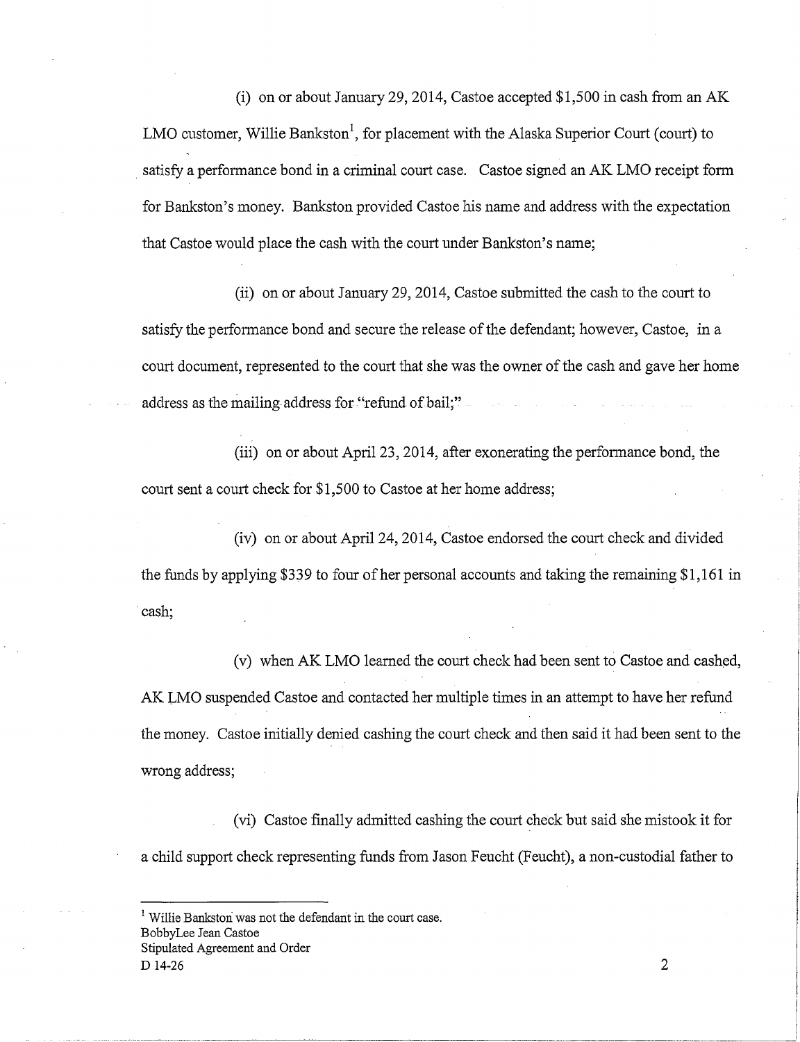(i) on or about January 29, 2014, Castoe accepted $1,500 in cash from an AK LMO customer, Willie Bankston[1], for placement with the Alaska Superior Court (court) to satisfy a performance bond in a criminal court case. Castoe signed an AK LMO receipt form for Bankston's money. Bankston provided Castoe his name and address with the expectation that Castoe would place the cash with the court under Bankston's name;

(ii) on or about January 29, 2014, Castoe submitted the cash to the court to satisfy the performance bond and secure the release of the defendant; however, Castoe, in a court document, represented to the court that she was the owner of the cash and gave her home address as the mailing address for "refund of bail;"

(iii) on or about April 23, 2014, after exonerating the performance bond, the court sent a court check for $1,500 to Castoe at her home address;

(iv) on or about April 24, 2014, Castoe endorsed the court check and divided the funds by applying $339 to four of her personal accounts and taking the remaining $1,161 in cash;

(v) when AK LMO learned the court check had been sent to Castoe and cashed, AK LMO suspended Castoe and contacted her multiple times in an attempt to have her refund the money. Castoe initially denied cashing the court check and then said it had been sent to the wrong address;

(vi) Castoe finally admitted cashing the court check but said she mistook it for a child support check representing funds from Jason Feucht (Feucht), a non-custodial father to

---

[1] Willie Bankston was not the defendant in the court case.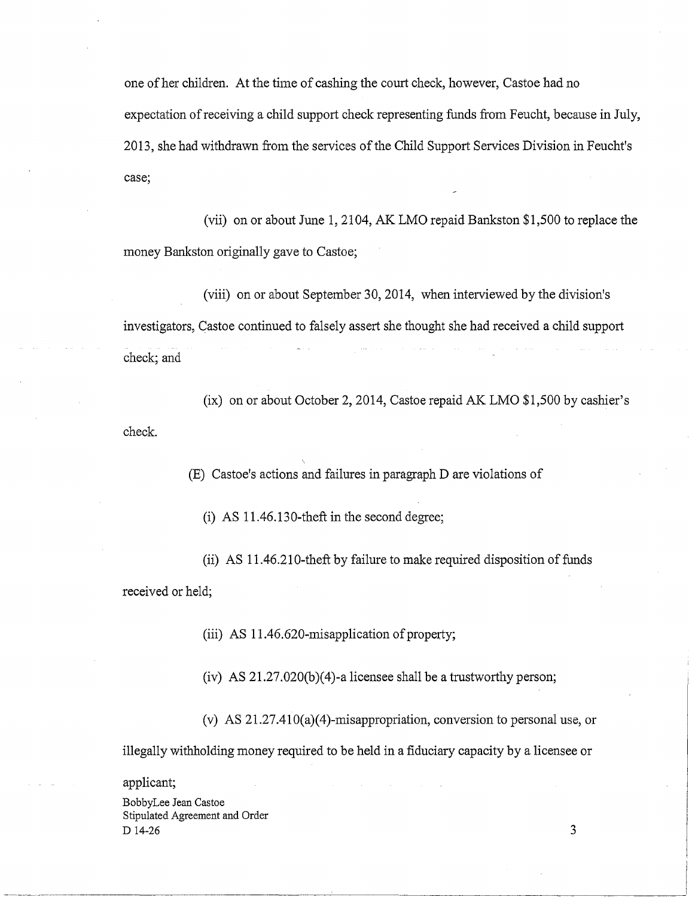one of her children. At the time of cashing the court check, however, Castoe had no expectation of receiving a child support check representing funds from Feucht, because in July, 2013, she had withdrawn from the services of the Child Support Services Division in Feucht's case;

(vii) on or about June 1, 2104, AK LMO repaid Bankston $1,500 to replace the money Bankston originally gave to Castoe;

(viii) on or about September 30, 2014, when interviewed by the division's investigators, Castoe continued to falsely assert she thought she had received a child support check; and

(ix) on or about October 2, 2014, Castoe repaid AK LMO $1,500 by cashier's check.

(E) Castoe's actions and failures in paragraph D are violations of

(i) AS 11.46.130-theft in the second degree;

(ii) AS 11.46.210-theft by failure to make required disposition of funds received or held;

(iii) AS 11.46.620-misapplication of property;

(iv) AS 21.27.020(b)(4)-a licensee shall be a trustworthy person;

(v) AS 21.27.410(a)(4)-misappropriation, conversion to personal use, or illegally withholding money required to be held in a fiduciary capacity by a licensee or applicant;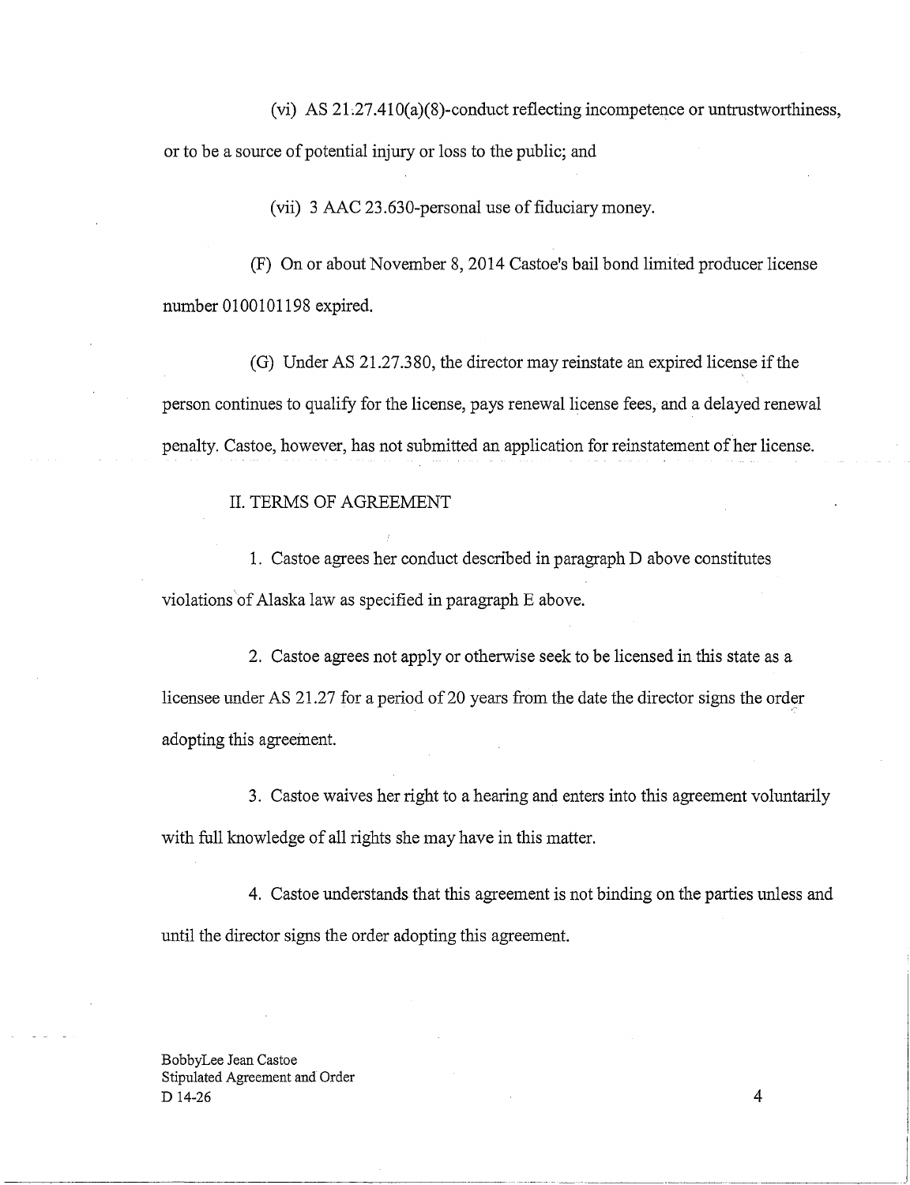(vi) AS 21.27.410(a)(8)-conduct reflecting incompetence or untrustworthiness, or to be a source of potential injury or loss to the public; and

(vii) 3 AAC 23.630-personal use of fiduciary money.

(F) On or about November 8, 2014 Castoe's bail bond limited producer license number 0100101198 expired.

(G) Under AS 21.27.380, the director may reinstate an expired license if the person continues to qualify for the license, pays renewal license fees, and a delayed renewal penalty. Castoe, however, has not submitted an application for reinstatement of her license.

II. TERMS OF AGREEMENT

1. Castoe agrees her conduct described in paragraph D above constitutes violations of Alaska law as specified in paragraph E above.

2. Castoe agrees not apply or otherwise seek to be licensed in this state as a licensee under AS 21.27 for a period of 20 years from the date the director signs the order adopting this agreement.

3. Castoe waives her right to a hearing and enters into this agreement voluntarily with full knowledge of all rights she may have in this matter.

4. Castoe understands that this agreement is not binding on the parties unless and until the director signs the order adopting this agreement.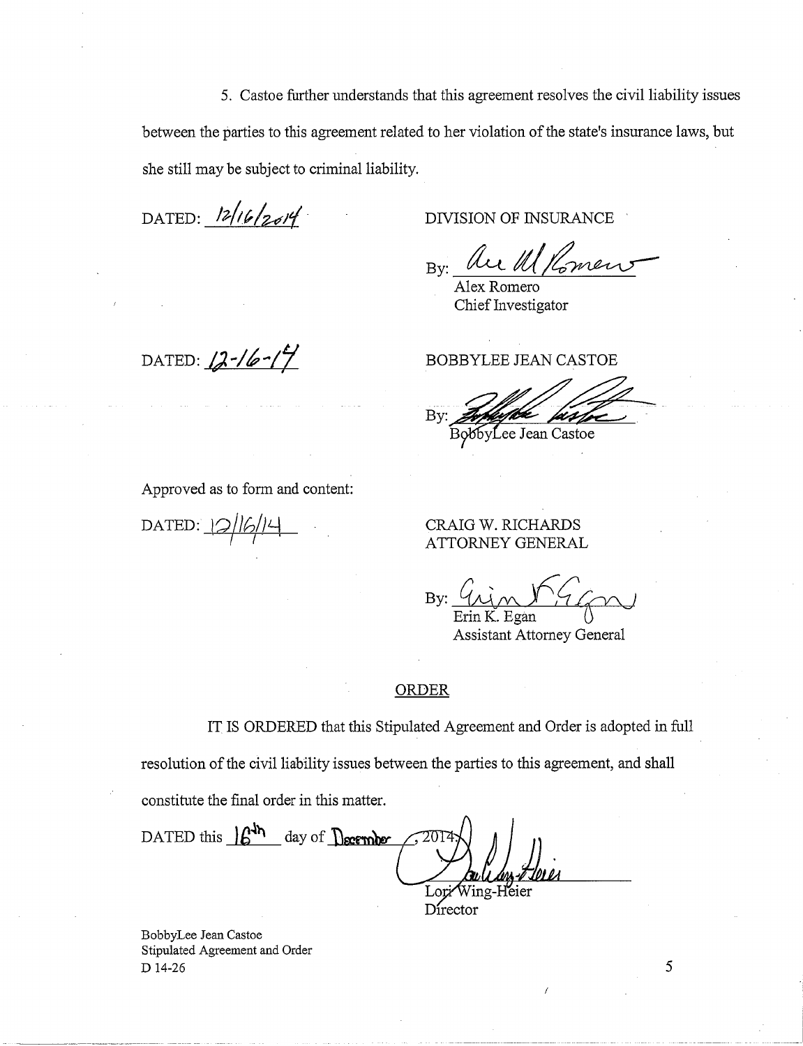5. Castoe further understands that this agreement resolves the civil liability issues between the parties to this agreement related to her violation of the state's insurance laws, but she still may be subject to criminal liability.

DATED: 12/16/2014

DIVISION OF INSURANCE

By: 
Alex Romero
Chief Investigator

DATED: 12-16-14

BOBBYLEE JEAN CASTOE

By: 
BobbyLee Jean Castoe

Approved as to form and content:

DATED: 12/16/14

CRAIG W. RICHARDS
ATTORNEY GENERAL

By: 
Erin K. Egan
Assistant Attorney General

## ORDER

IT IS ORDERED that this Stipulated Agreement and Order is adopted in full resolution of the civil liability issues between the parties to this agreement, and shall constitute the final order in this matter.

DATED this 16th day of December, 2014.

Lori Wing-Heier
Director

BobbyLee Jean Castoe
Stipulated Agreement and Order
D 14-26